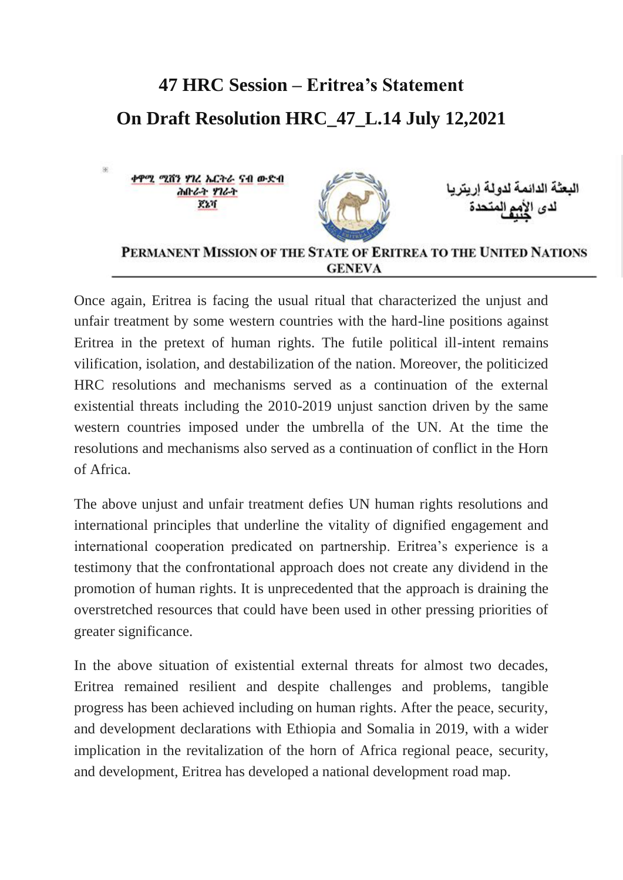# 47 HRC Session – Eritrea's Statement

# On Draft Resolution HRC_47_L.14 July 12,2021

ቀዋሚ ሚሽን ሃገረ ኤርትራ ናብ ውድብ ሕቡራት ሃገራት ጀኔቫ

البعثة الدائمة لدولة إريتريا لدى الأمم المتحدة جنيف

**PERMANENT MISSION OF THE STATE OF ERITREA TO THE UNITED NATIONS GENEVA**

Once again, Eritrea is facing the usual ritual that characterized the unjust and unfair treatment by some western countries with the hard-line positions against Eritrea in the pretext of human rights. The futile political ill-intent remains vilification, isolation, and destabilization of the nation. Moreover, the politicized HRC resolutions and mechanisms served as a continuation of the external existential threats including the 2010-2019 unjust sanction driven by the same western countries imposed under the umbrella of the UN. At the time the resolutions and mechanisms also served as a continuation of conflict in the Horn of Africa.

The above unjust and unfair treatment defies UN human rights resolutions and international principles that underline the vitality of dignified engagement and international cooperation predicated on partnership. Eritrea's experience is a testimony that the confrontational approach does not create any dividend in the promotion of human rights. It is unprecedented that the approach is draining the overstretched resources that could have been used in other pressing priorities of greater significance.

In the above situation of existential external threats for almost two decades, Eritrea remained resilient and despite challenges and problems, tangible progress has been achieved including on human rights. After the peace, security, and development declarations with Ethiopia and Somalia in 2019, with a wider implication in the revitalization of the horn of Africa regional peace, security, and development, Eritrea has developed a national development road map.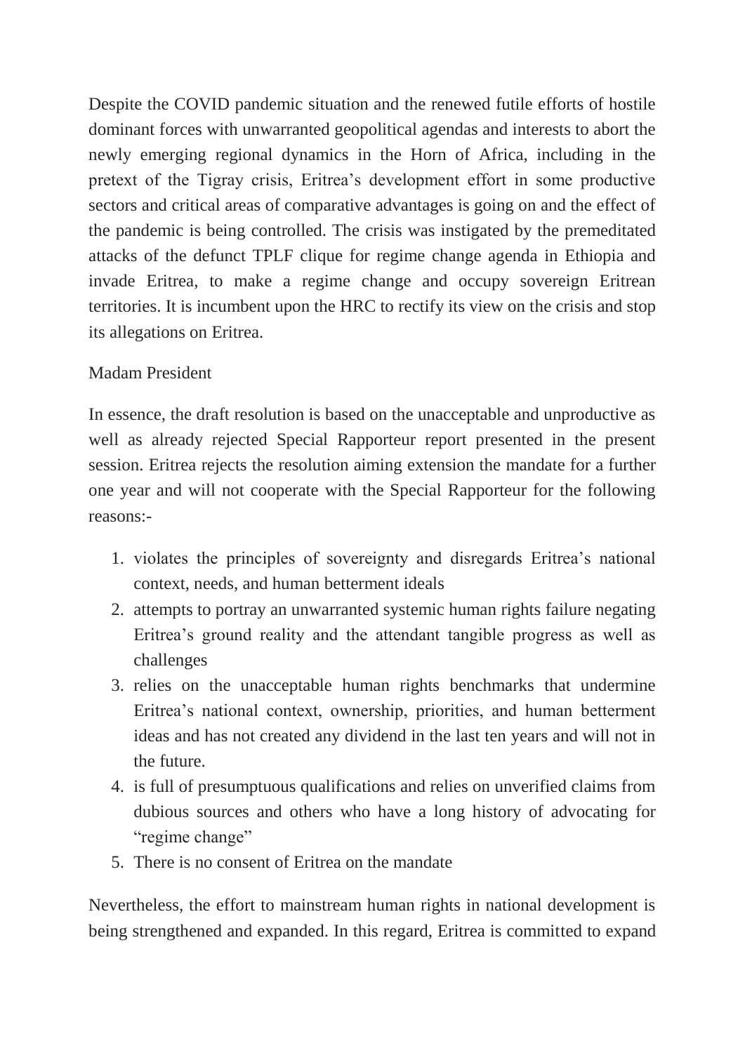Despite the COVID pandemic situation and the renewed futile efforts of hostile dominant forces with unwarranted geopolitical agendas and interests to abort the newly emerging regional dynamics in the Horn of Africa, including in the pretext of the Tigray crisis, Eritrea's development effort in some productive sectors and critical areas of comparative advantages is going on and the effect of the pandemic is being controlled. The crisis was instigated by the premeditated attacks of the defunct TPLF clique for regime change agenda in Ethiopia and invade Eritrea, to make a regime change and occupy sovereign Eritrean territories. It is incumbent upon the HRC to rectify its view on the crisis and stop its allegations on Eritrea.

Madam President

In essence, the draft resolution is based on the unacceptable and unproductive as well as already rejected Special Rapporteur report presented in the present session. Eritrea rejects the resolution aiming extension the mandate for a further one year and will not cooperate with the Special Rapporteur for the following reasons:-

1. violates the principles of sovereignty and disregards Eritrea's national context, needs, and human betterment ideals
2. attempts to portray an unwarranted systemic human rights failure negating Eritrea's ground reality and the attendant tangible progress as well as challenges
3. relies on the unacceptable human rights benchmarks that undermine Eritrea's national context, ownership, priorities, and human betterment ideas and has not created any dividend in the last ten years and will not in the future.
4. is full of presumptuous qualifications and relies on unverified claims from dubious sources and others who have a long history of advocating for "regime change"
5. There is no consent of Eritrea on the mandate

Nevertheless, the effort to mainstream human rights in national development is being strengthened and expanded. In this regard, Eritrea is committed to expand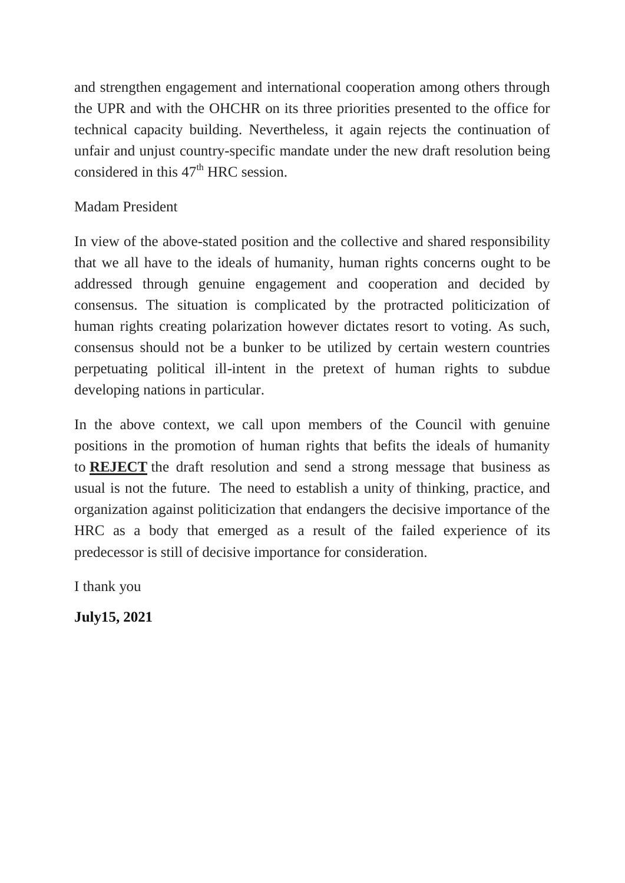and strengthen engagement and international cooperation among others through the UPR and with the OHCHR on its three priorities presented to the office for technical capacity building. Nevertheless, it again rejects the continuation of unfair and unjust country-specific mandate under the new draft resolution being considered in this 47th HRC session.

Madam President

In view of the above-stated position and the collective and shared responsibility that we all have to the ideals of humanity, human rights concerns ought to be addressed through genuine engagement and cooperation and decided by consensus. The situation is complicated by the protracted politicization of human rights creating polarization however dictates resort to voting. As such, consensus should not be a bunker to be utilized by certain western countries perpetuating political ill-intent in the pretext of human rights to subdue developing nations in particular.

In the above context, we call upon members of the Council with genuine positions in the promotion of human rights that befits the ideals of humanity to **REJECT** the draft resolution and send a strong message that business as usual is not the future. The need to establish a unity of thinking, practice, and organization against politicization that endangers the decisive importance of the HRC as a body that emerged as a result of the failed experience of its predecessor is still of decisive importance for consideration.

I thank you

**July15, 2021**